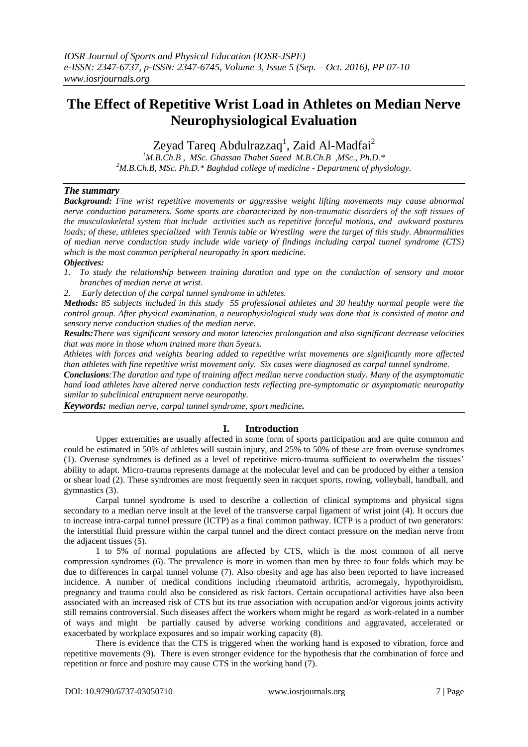*IOSR Journal of Sports and Physical Education (IOSR-JSPE)*
*e-ISSN: 2347-6737, p-ISSN: 2347-6745, Volume 3, Issue 5 (Sep. – Oct. 2016), PP 07-10*
*www.iosrjournals.org*

# The Effect of Repetitive Wrist Load in Athletes on Median Nerve Neurophysiological Evaluation

Zeyad Tareq Abdulrazzaq[1], Zaid Al-Madfai[2]

*[1]M.B.Ch.B , MSc. Ghassan Thabet Saeed M.B.Ch.B ,MSc., Ph.D.\**
*[2]M.B.Ch.B, MSc. Ph.D.\* Baghdad college of medicine - Department of physiology.*

## *The summary*

***Background:*** *Fine wrist repetitive movements or aggressive weight lifting movements may cause abnormal nerve conduction parameters. Some sports are characterized by non-traumatic disorders of the soft tissues of the musculoskeletal system that include activities such as repetitive forceful motions, and awkward postures loads; of these, athletes specialized with Tennis table or Wrestling were the target of this study. Abnormalities of median nerve conduction study include wide variety of findings including carpal tunnel syndrome (CTS) which is the most common peripheral neuropathy in sport medicine.*

***Objectives:***

1. *To study the relationship between training duration and type on the conduction of sensory and motor branches of median nerve at wrist.*
2. *Early detection of the carpal tunnel syndrome in athletes.*

***Methods:*** *85 subjects included in this study 55 professional athletes and 30 healthy normal people were the control group. After physical examination, a neurophysiological study was done that is consisted of motor and sensory nerve conduction studies of the median nerve.*

***Results:*** *There was significant sensory and motor latencies prolongation and also significant decrease velocities that was more in those whom trained more than 5years.*

*Athletes with forces and weights bearing added to repetitive wrist movements are significantly more affected than athletes with fine repetitive wrist movement only. Six cases were diagnosed as carpal tunnel syndrome.*

***Conclusions****:The duration and type of training affect median nerve conduction study. Many of the asymptomatic hand load athletes have altered nerve conduction tests reflecting pre-symptomatic or asymptomatic neuropathy similar to subclinical entrapment nerve neuropathy.*

***Keywords:*** *median nerve, carpal tunnel syndrome, sport medicine.*

## I. Introduction

Upper extremities are usually affected in some form of sports participation and are quite common and could be estimated in 50% of athletes will sustain injury, and 25% to 50% of these are from overuse syndromes (1). Overuse syndromes is defined as a level of repetitive micro-trauma sufficient to overwhelm the tissues' ability to adapt. Micro-trauma represents damage at the molecular level and can be produced by either a tension or shear load (2). These syndromes are most frequently seen in racquet sports, rowing, volleyball, handball, and gymnastics (3).

Carpal tunnel syndrome is used to describe a collection of clinical symptoms and physical signs secondary to a median nerve insult at the level of the transverse carpal ligament of wrist joint (4). It occurs due to increase intra-carpal tunnel pressure (ICTP) as a final common pathway. ICTP is a product of two generators: the interstitial fluid pressure within the carpal tunnel and the direct contact pressure on the median nerve from the adjacent tissues (5).

1 to 5% of normal populations are affected by CTS, which is the most common of all nerve compression syndromes (6). The prevalence is more in women than men by three to four folds which may be due to differences in carpal tunnel volume (7). Also obesity and age has also been reported to have increased incidence. A number of medical conditions including rheumatoid arthritis, acromegaly, hypothyroidism, pregnancy and trauma could also be considered as risk factors. Certain occupational activities have also been associated with an increased risk of CTS but its true association with occupation and/or vigorous joints activity still remains controversial. Such diseases affect the workers whom might be regard as work-related in a number of ways and might be partially caused by adverse working conditions and aggravated, accelerated or exacerbated by workplace exposures and so impair working capacity (8).

There is evidence that the CTS is triggered when the working hand is exposed to vibration, force and repetitive movements (9). There is even stronger evidence for the hypothesis that the combination of force and repetition or force and posture may cause CTS in the working hand (7).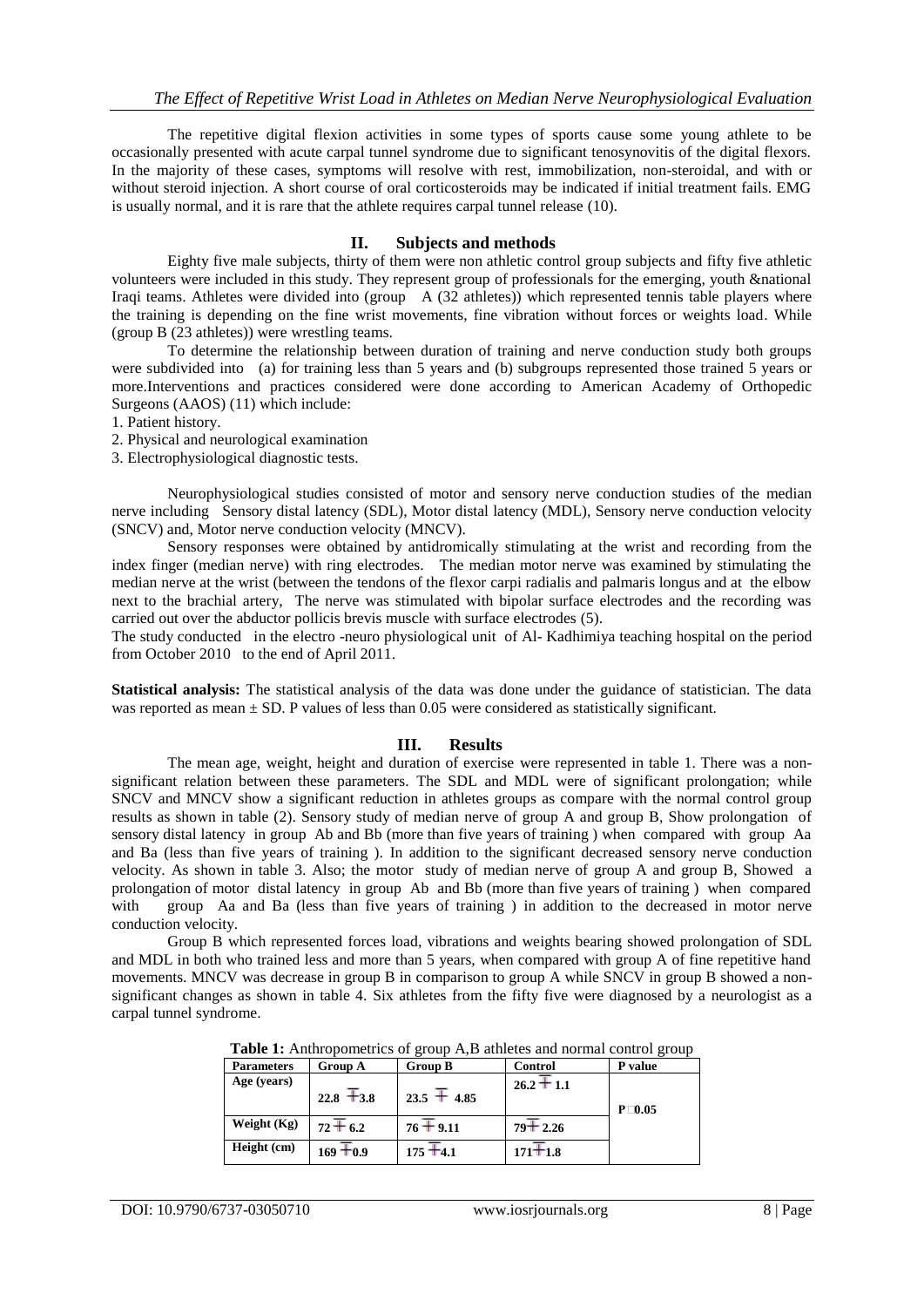The repetitive digital flexion activities in some types of sports cause some young athlete to be occasionally presented with acute carpal tunnel syndrome due to significant tenosynovitis of the digital flexors. In the majority of these cases, symptoms will resolve with rest, immobilization, non-steroidal, and with or without steroid injection. A short course of oral corticosteroids may be indicated if initial treatment fails. EMG is usually normal, and it is rare that the athlete requires carpal tunnel release (10).

## II. Subjects and methods

Eighty five male subjects, thirty of them were non athletic control group subjects and fifty five athletic volunteers were included in this study. They represent group of professionals for the emerging, youth &national Iraqi teams. Athletes were divided into (group A (32 athletes)) which represented tennis table players where the training is depending on the fine wrist movements, fine vibration without forces or weights load. While (group B (23 athletes)) were wrestling teams.

To determine the relationship between duration of training and nerve conduction study both groups were subdivided into (a) for training less than 5 years and (b) subgroups represented those trained 5 years or more.Interventions and practices considered were done according to American Academy of Orthopedic Surgeons (AAOS) (11) which include:

1. Patient history.
2. Physical and neurological examination
3. Electrophysiological diagnostic tests.

Neurophysiological studies consisted of motor and sensory nerve conduction studies of the median nerve including Sensory distal latency (SDL), Motor distal latency (MDL), Sensory nerve conduction velocity (SNCV) and, Motor nerve conduction velocity (MNCV).

Sensory responses were obtained by antidromically stimulating at the wrist and recording from the index finger (median nerve) with ring electrodes. The median motor nerve was examined by stimulating the median nerve at the wrist (between the tendons of the flexor carpi radialis and palmaris longus and at the elbow next to the brachial artery, The nerve was stimulated with bipolar surface electrodes and the recording was carried out over the abductor pollicis brevis muscle with surface electrodes (5).

The study conducted in the electro -neuro physiological unit of Al- Kadhimiya teaching hospital on the period from October 2010 to the end of April 2011.

**Statistical analysis:** The statistical analysis of the data was done under the guidance of statistician. The data was reported as mean ± SD. P values of less than 0.05 were considered as statistically significant.

## III. Results

The mean age, weight, height and duration of exercise were represented in table 1. There was a non-significant relation between these parameters. The SDL and MDL were of significant prolongation; while SNCV and MNCV show a significant reduction in athletes groups as compare with the normal control group results as shown in table (2). Sensory study of median nerve of group A and group B, Show prolongation of sensory distal latency in group Ab and Bb (more than five years of training ) when compared with group Aa and Ba (less than five years of training ). In addition to the significant decreased sensory nerve conduction velocity. As shown in table 3. Also; the motor study of median nerve of group A and group B, Showed a prolongation of motor distal latency in group Ab and Bb (more than five years of training ) when compared with group Aa and Ba (less than five years of training ) in addition to the decreased in motor nerve conduction velocity.

Group B which represented forces load, vibrations and weights bearing showed prolongation of SDL and MDL in both who trained less and more than 5 years, when compared with group A of fine repetitive hand movements. MNCV was decrease in group B in comparison to group A while SNCV in group B showed a non-significant changes as shown in table 4. Six athletes from the fifty five were diagnosed by a neurologist as a carpal tunnel syndrome.

**Table 1:** Anthropometrics of group A,B athletes and normal control group

| Parameters | Group A | Group B | Control | P value |
|---|---|---|---|---|
| Age (years) | 22.8 ∓3.8 | 23.5 ∓ 4.85 | 26.2 ∓ 1.1 | P >0.05 |
| Weight (Kg) | 72 ∓ 6.2 | 76 ∓ 9.11 | 79∓ 2.26 | |
| Height (cm) | 169 ∓0.9 | 175 ∓4.1 | 171∓1.8 | |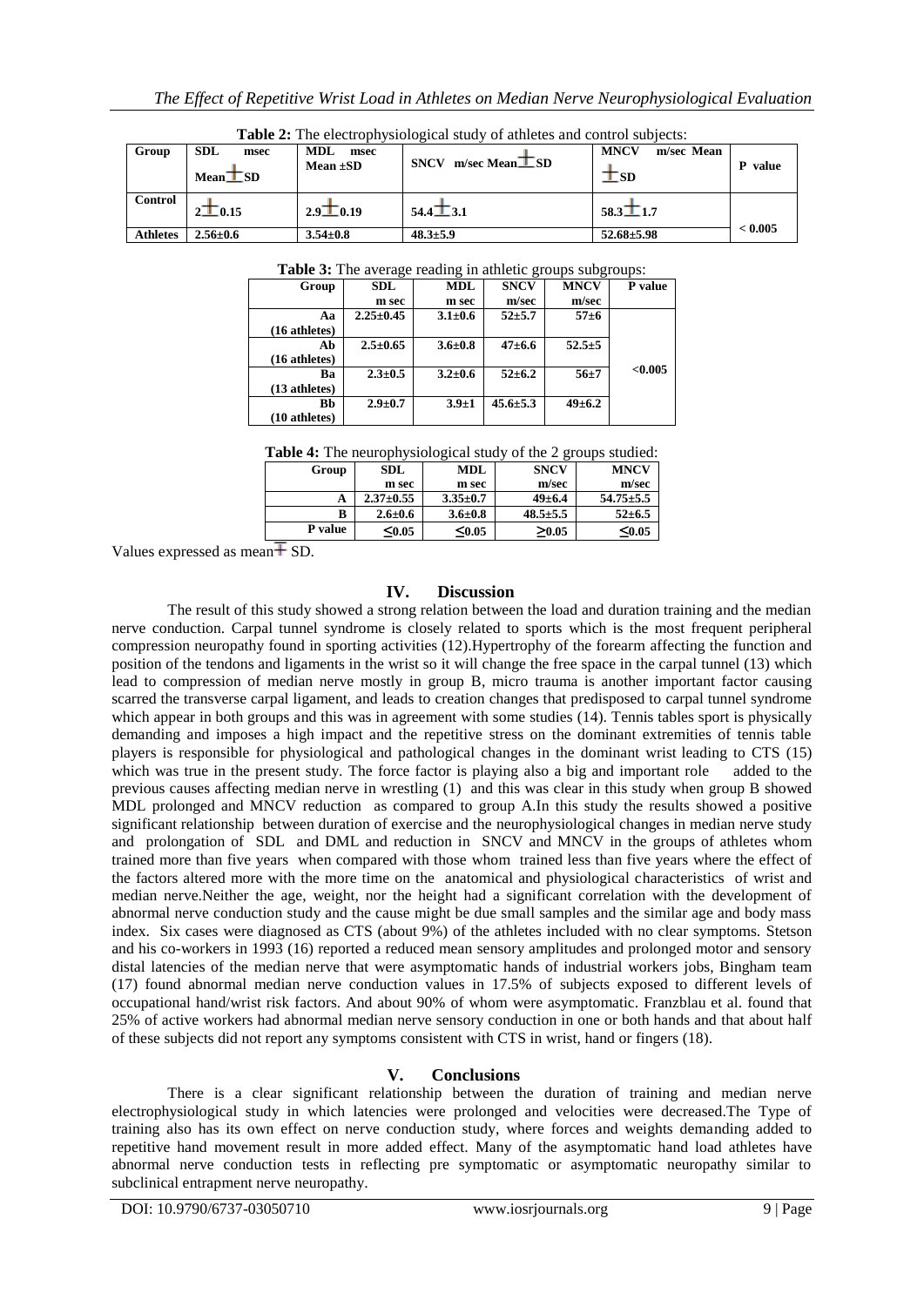**Table 2:** The electrophysiological study of athletes and control subjects:

| Group | SDL msec Mean±SD | MDL msec Mean ±SD | SNCV m/sec Mean±SD | MNCV m/sec Mean ±SD | P value |
|---|---|---|---|---|---|
| Control | 2±0.15 | 2.9±0.19 | 54.4±3.1 | 58.3±1.7 | < 0.005 |
| Athletes | 2.56±0.6 | 3.54±0.8 | 48.3±5.9 | 52.68±5.98 | |

**Table 3:** The average reading in athletic groups subgroups:

| Group | SDL m sec | MDL m sec | SNCV m/sec | MNCV m/sec | P value |
|---|---|---|---|---|---|
| Aa (16 athletes) | 2.25±0.45 | 3.1±0.6 | 52±5.7 | 57±6 | <0.005 |
| Ab (16 athletes) | 2.5±0.65 | 3.6±0.8 | 47±6.6 | 52.5±5 | |
| Ba (13 athletes) | 2.3±0.5 | 3.2±0.6 | 52±6.2 | 56±7 | |
| Bb (10 athletes) | 2.9±0.7 | 3.9±1 | 45.6±5.3 | 49±6.2 | |

**Table 4:** The neurophysiological study of the 2 groups studied:

| Group | SDL m sec | MDL m sec | SNCV m/sec | MNCV m/sec |
|---|---|---|---|---|
| A | 2.37±0.55 | 3.35±0.7 | 49±6.4 | 54.75±5.5 |
| B | 2.6±0.6 | 3.6±0.8 | 48.5±5.5 | 52±6.5 |
| P value | ≤0.05 | ≤0.05 | ≥0.05 | ≤0.05 |

Values expressed as mean± SD.

## IV. Discussion

The result of this study showed a strong relation between the load and duration training and the median nerve conduction. Carpal tunnel syndrome is closely related to sports which is the most frequent peripheral compression neuropathy found in sporting activities (12).Hypertrophy of the forearm affecting the function and position of the tendons and ligaments in the wrist so it will change the free space in the carpal tunnel (13) which lead to compression of median nerve mostly in group B, micro trauma is another important factor causing scarred the transverse carpal ligament, and leads to creation changes that predisposed to carpal tunnel syndrome which appear in both groups and this was in agreement with some studies (14). Tennis tables sport is physically demanding and imposes a high impact and the repetitive stress on the dominant extremities of tennis table players is responsible for physiological and pathological changes in the dominant wrist leading to CTS (15) which was true in the present study. The force factor is playing also a big and important role added to the previous causes affecting median nerve in wrestling (1) and this was clear in this study when group B showed MDL prolonged and MNCV reduction as compared to group A.In this study the results showed a positive significant relationship between duration of exercise and the neurophysiological changes in median nerve study and prolongation of SDL and DML and reduction in SNCV and MNCV in the groups of athletes whom trained more than five years when compared with those whom trained less than five years where the effect of the factors altered more with the more time on the anatomical and physiological characteristics of wrist and median nerve.Neither the age, weight, nor the height had a significant correlation with the development of abnormal nerve conduction study and the cause might be due small samples and the similar age and body mass index. Six cases were diagnosed as CTS (about 9%) of the athletes included with no clear symptoms. Stetson and his co-workers in 1993 (16) reported a reduced mean sensory amplitudes and prolonged motor and sensory distal latencies of the median nerve that were asymptomatic hands of industrial workers jobs, Bingham team (17) found abnormal median nerve conduction values in 17.5% of subjects exposed to different levels of occupational hand/wrist risk factors. And about 90% of whom were asymptomatic. Franzblau et al. found that 25% of active workers had abnormal median nerve sensory conduction in one or both hands and that about half of these subjects did not report any symptoms consistent with CTS in wrist, hand or fingers (18).

## V. Conclusions

There is a clear significant relationship between the duration of training and median nerve electrophysiological study in which latencies were prolonged and velocities were decreased.The Type of training also has its own effect on nerve conduction study, where forces and weights demanding added to repetitive hand movement result in more added effect. Many of the asymptomatic hand load athletes have abnormal nerve conduction tests in reflecting pre symptomatic or asymptomatic neuropathy similar to subclinical entrapment nerve neuropathy.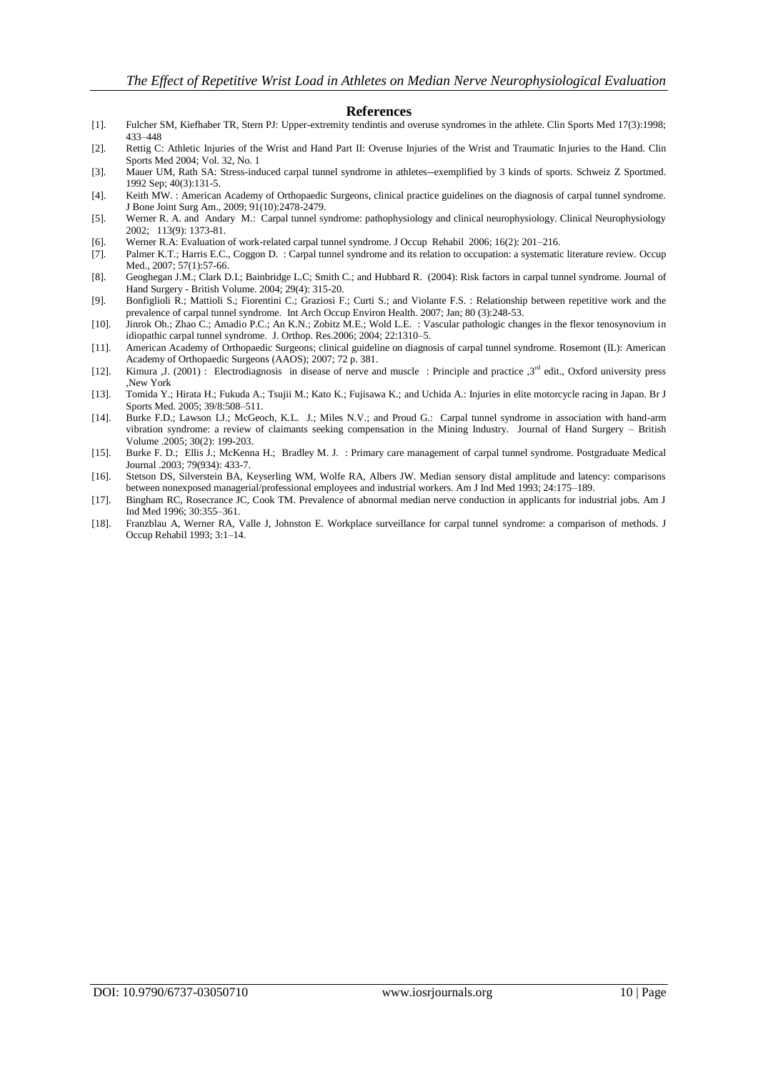## References

[1]. Fulcher SM, Kiefhaber TR, Stern PJ: Upper-extremity tendintis and overuse syndromes in the athlete. Clin Sports Med 17(3):1998; 433–448

[2]. Rettig C: Athletic Injuries of the Wrist and Hand Part II: Overuse Injuries of the Wrist and Traumatic Injuries to the Hand. Clin Sports Med 2004; Vol. 32, No. 1

[3]. Mauer UM, Rath SA: Stress-induced carpal tunnel syndrome in athletes--exemplified by 3 kinds of sports. Schweiz Z Sportmed. 1992 Sep; 40(3):131-5.

[4]. Keith MW. : American Academy of Orthopaedic Surgeons, clinical practice guidelines on the diagnosis of carpal tunnel syndrome. J Bone Joint Surg Am., 2009; 91(10):2478-2479.

[5]. Werner R. A. and Andary M.: Carpal tunnel syndrome: pathophysiology and clinical neurophysiology. Clinical Neurophysiology 2002; 113(9): 1373-81.

[6]. Werner R.A: Evaluation of work-related carpal tunnel syndrome. J Occup Rehabil 2006; 16(2): 201–216.

[7]. Palmer K.T.; Harris E.C., Coggon D. : Carpal tunnel syndrome and its relation to occupation: a systematic literature review. Occup Med., 2007; 57(1):57-66.

[8]. Geoghegan J.M.; Clark D.I.; Bainbridge L.C; Smith C.; and Hubbard R. (2004): Risk factors in carpal tunnel syndrome. Journal of Hand Surgery - British Volume. 2004; 29(4): 315-20.

[9]. Bonfiglioli R.; Mattioli S.; Fiorentini C.; Graziosi F.; Curti S.; and Violante F.S. : Relationship between repetitive work and the prevalence of carpal tunnel syndrome. Int Arch Occup Environ Health. 2007; Jan; 80 (3):248-53.

[10]. Jinrok Oh.; Zhao C.; Amadio P.C.; An K.N.; Zobitz M.E.; Wold L.E. : Vascular pathologic changes in the flexor tenosynovium in idiopathic carpal tunnel syndrome. J. Orthop. Res.2006; 2004; 22:1310–5.

[11]. American Academy of Orthopaedic Surgeons; clinical guideline on diagnosis of carpal tunnel syndrome. Rosemont (IL): American Academy of Orthopaedic Surgeons (AAOS); 2007; 72 p. 381.

[12]. Kimura ,J. (2001) : Electrodiagnosis in disease of nerve and muscle : Principle and practice ,3rd edit., Oxford university press ,New York

[13]. Tomida Y.; Hirata H.; Fukuda A.; Tsujii M.; Kato K.; Fujisawa K.; and Uchida A.: Injuries in elite motorcycle racing in Japan. Br J Sports Med. 2005; 39/8:508–511.

[14]. Burke F.D.; Lawson I.J.; McGeoch, K.L. J.; Miles N.V.; and Proud G.: Carpal tunnel syndrome in association with hand-arm vibration syndrome: a review of claimants seeking compensation in the Mining Industry. Journal of Hand Surgery – British Volume .2005; 30(2): 199-203.

[15]. Burke F. D.; Ellis J.; McKenna H.; Bradley M. J. : Primary care management of carpal tunnel syndrome. Postgraduate Medical Journal .2003; 79(934): 433-7.

[16]. Stetson DS, Silverstein BA, Keyserling WM, Wolfe RA, Albers JW. Median sensory distal amplitude and latency: comparisons between nonexposed managerial/professional employees and industrial workers. Am J Ind Med 1993; 24:175–189.

[17]. Bingham RC, Rosecrance JC, Cook TM. Prevalence of abnormal median nerve conduction in applicants for industrial jobs. Am J Ind Med 1996; 30:355–361.

[18]. Franzblau A, Werner RA, Valle J, Johnston E. Workplace surveillance for carpal tunnel syndrome: a comparison of methods. J Occup Rehabil 1993; 3:1–14.